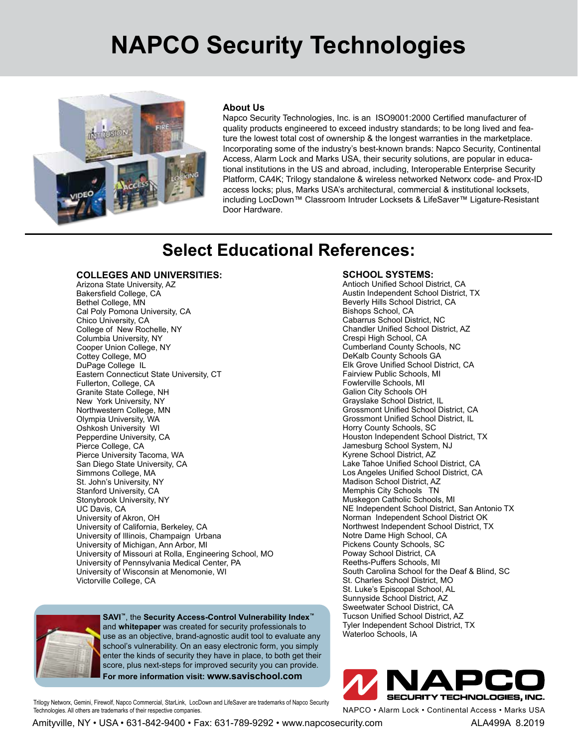# NAPCO Security Technologies

### About Us

Napco Security Technologies, Inc. is an ISO9001:2000 Certified manufacturer of quality products engineered to exceed industry standards; to be long lived and feature the lowest total cost of ownership & the longest warranties in the marketplace. Incorporating some of the industry's best-known brands: Napco Security, Continental Access, Alarm Lock and Marks USA, their security solutions, are popular in educational institutions in the US and abroad, including, Interoperable Enterprise Security Platform, CA4K; Trilogy standalone & wireless networked Networx code- and Prox-ID access locks; plus, Marks USA's architectural, commercial & institutional locksets, including LocDown™ Classroom Intruder Locksets & LifeSaver™ Ligature-Resistant Door Hardware.

## Select Educational References:

### COLLEGES AND UNIVERSITIES:

Arizona State University, AZ
Bakersfield College, CA
Bethel College, MN
Cal Poly Pomona University, CA
Chico University, CA
College of New Rochelle, NY
Columbia University, NY
Cooper Union College, NY
Cottey College, MO
DuPage College IL
Eastern Connecticut State University, CT
Fullerton, College, CA
Granite State College, NH
New York University, NY
Northwestern College, MN
Olympia University, WA
Oshkosh University WI
Pepperdine University, CA
Pierce College, CA
Pierce University Tacoma, WA
San Diego State University, CA
Simmons College, MA
St. John's University, NY
Stanford University, CA
Stonybrook University, NY
UC Davis, CA
University of Akron, OH
University of California, Berkeley, CA
University of Illinois, Champaign Urbana
University of Michigan, Ann Arbor, MI
University of Missouri at Rolla, Engineering School, MO
University of Pennsylvania Medical Center, PA
University of Wisconsin at Menomonie, WI
Victorville College, CA

### SCHOOL SYSTEMS:

Antioch Unified School District, CA
Austin Independent School District, TX
Beverly Hills School District, CA
Bishops School, CA
Cabarrus School District, NC
Chandler Unified School District, AZ
Crespi High School, CA
Cumberland County Schools, NC
DeKalb County Schools GA
Elk Grove Unified School District, CA
Fairview Public Schools, MI
Fowlerville Schools, MI
Galion City Schools OH
Grayslake School District, IL
Grossmont Unified School District, CA
Grossmont Unified School District, IL
Horry County Schools, SC
Houston Independent School District, TX
Jamesburg School System, NJ
Kyrene School District, AZ
Lake Tahoe Unified School District, CA
Los Angeles Unified School District, CA
Madison School District, AZ
Memphis City Schools TN
Muskegon Catholic Schools, MI
NE Independent School District, San Antonio TX
Norman Independent School District OK
Northwest Independent School District, TX
Notre Dame High School, CA
Pickens County Schools, SC
Poway School District, CA
Reeths-Puffers Schools, MI
South Carolina School for the Deaf & Blind, SC
St. Charles School District, MO
St. Luke's Episcopal School, AL
Sunnyside School District, AZ
Sweetwater School District, CA
Tucson Unified School District, AZ
Tyler Independent School District, TX
Waterloo Schools, IA

**SAVI™**, the **Security Access-Control Vulnerability Index™** and **whitepaper** was created for security professionals to use as an objective, brand-agnostic audit tool to evaluate any school's vulnerability. On an easy electronic form, you simply enter the kinds of security they have in place, to both get their score, plus next-steps for improved security you can provide.
**For more information visit: www.savischool.com**

Trilogy Networx, Gemini, Firewolf, Napco Commercial, StarLink, LocDown and LifeSaver are trademarks of Napco Security Technologies. All others are trademarks of their respective companies.

NAPCO SECURITY TECHNOLOGIES, INC.
NAPCO • Alarm Lock • Continental Access • Marks USA

Amityville, NY • USA • 631-842-9400 • Fax: 631-789-9292 • www.napcosecurity.com ALA499A 8.2019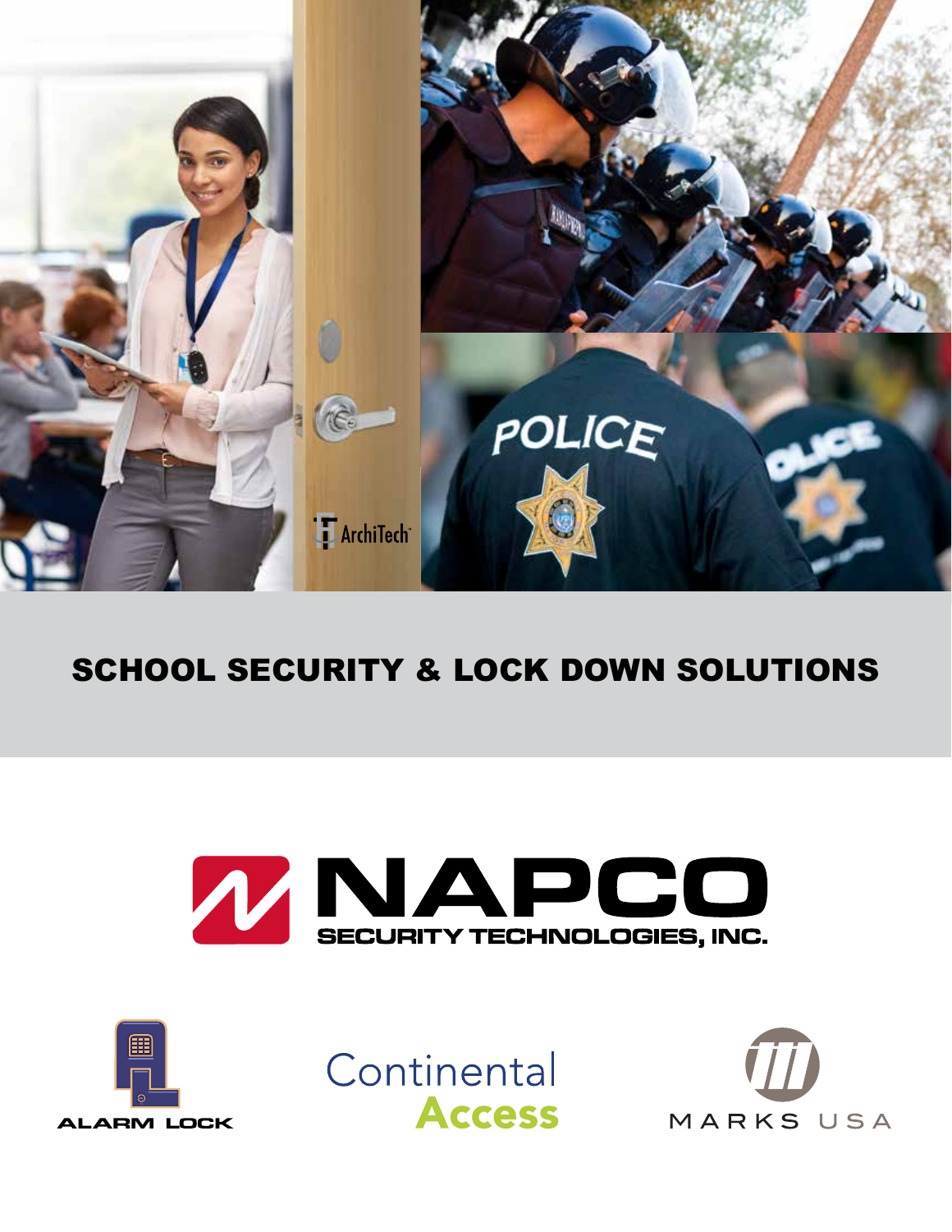# SCHOOL SECURITY & LOCK DOWN SOLUTIONS

NAPCO SECURITY TECHNOLOGIES, INC.

ALARM LOCK

Continental Access

MARKS USA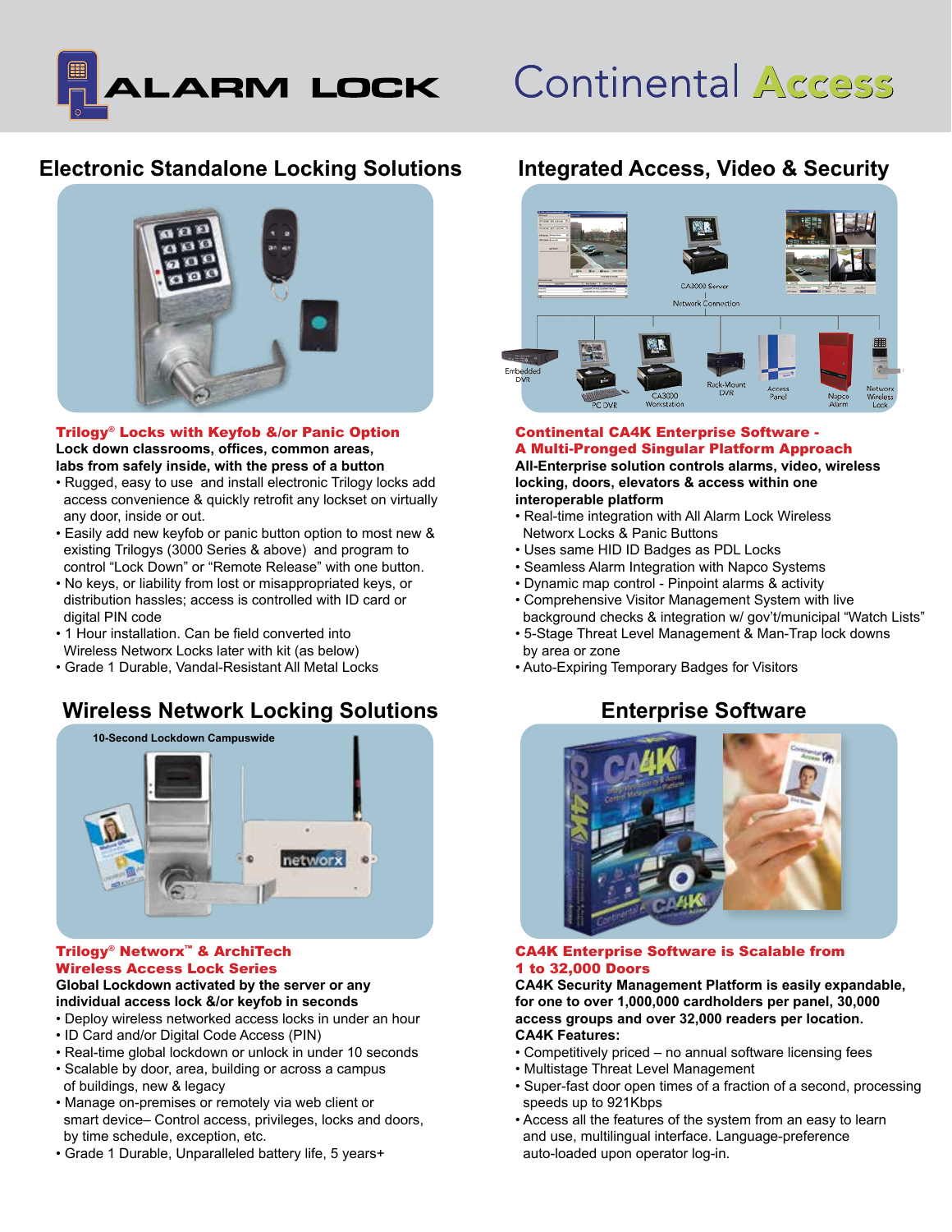ALARM LOCK

Continental Access

## Electronic Standalone Locking Solutions

### Trilogy® Locks with Keyfob &/or Panic Option

**Lock down classrooms, offices, common areas, labs from safely inside, with the press of a button**

- Rugged, easy to use and install electronic Trilogy locks add access convenience & quickly retrofit any lockset on virtually any door, inside or out.
- Easily add new keyfob or panic button option to most new & existing Trilogys (3000 Series & above) and program to control "Lock Down" or "Remote Release" with one button.
- No keys, or liability from lost or misappropriated keys, or distribution hassles; access is controlled with ID card or digital PIN code
- 1 Hour installation. Can be field converted into Wireless Networx Locks later with kit (as below)
- Grade 1 Durable, Vandal-Resistant All Metal Locks

## Integrated Access, Video & Security

CA3000 Server

Network Connection

Embedded DVR, PC DVR, CA3000 Workstation, Rack-Mount DVR, Access Panel, Napco Alarm, Network Wireless Lock

### Continental CA4K Enterprise Software - A Multi-Pronged Singular Platform Approach

**All-Enterprise solution controls alarms, video, wireless locking, doors, elevators & access within one interoperable platform**

- Real-time integration with All Alarm Lock Wireless Networx Locks & Panic Buttons
- Uses same HID ID Badges as PDL Locks
- Seamless Alarm Integration with Napco Systems
- Dynamic map control - Pinpoint alarms & activity
- Comprehensive Visitor Management System with live background checks & integration w/ gov't/municipal "Watch Lists"
- 5-Stage Threat Level Management & Man-Trap lock downs by area or zone
- Auto-Expiring Temporary Badges for Visitors

## Wireless Network Locking Solutions

10-Second Lockdown Campuswide

### Trilogy® Networx™ & ArchiTech Wireless Access Lock Series

**Global Lockdown activated by the server or any individual access lock &/or keyfob in seconds**

- Deploy wireless networked access locks in under an hour
- ID Card and/or Digital Code Access (PIN)
- Real-time global lockdown or unlock in under 10 seconds
- Scalable by door, area, building or across a campus of buildings, new & legacy
- Manage on-premises or remotely via web client or smart device– Control access, privileges, locks and doors, by time schedule, exception, etc.
- Grade 1 Durable, Unparalleled battery life, 5 years+

## Enterprise Software

### CA4K Enterprise Software is Scalable from 1 to 32,000 Doors

**CA4K Security Management Platform is easily expandable, for one to over 1,000,000 cardholders per panel, 30,000 access groups and over 32,000 readers per location.**

**CA4K Features:**

- Competitively priced – no annual software licensing fees
- Multistage Threat Level Management
- Super-fast door open times of a fraction of a second, processing speeds up to 921Kbps
- Access all the features of the system from an easy to learn and use, multilingual interface. Language-preference auto-loaded upon operator log-in.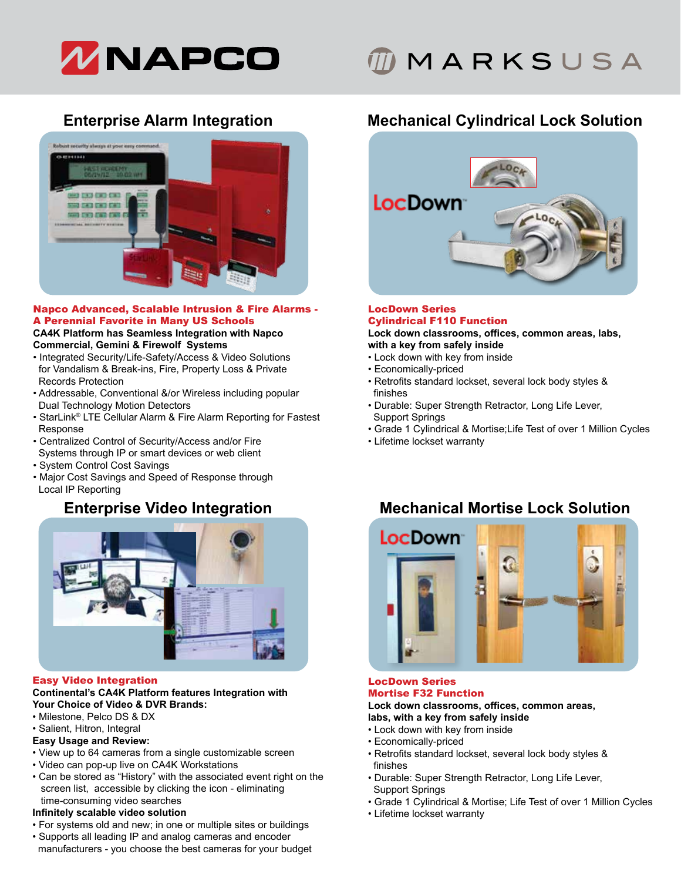NAPCO

MARKSUSA

## Enterprise Alarm Integration

**Napco Advanced, Scalable Intrusion & Fire Alarms - A Perennial Favorite in Many US Schools**

**CA4K Platform has Seamless Integration with Napco Commercial, Gemini & Firewolf Systems**

- Integrated Security/Life-Safety/Access & Video Solutions for Vandalism & Break-ins, Fire, Property Loss & Private Records Protection
- Addressable, Conventional &/or Wireless including popular Dual Technology Motion Detectors
- StarLink® LTE Cellular Alarm & Fire Alarm Reporting for Fastest Response
- Centralized Control of Security/Access and/or Fire Systems through IP or smart devices or web client
- System Control Cost Savings
- Major Cost Savings and Speed of Response through Local IP Reporting

## Enterprise Video Integration

**Easy Video Integration**

**Continental's CA4K Platform features Integration with Your Choice of Video & DVR Brands:**

- Milestone, Pelco DS & DX
- Salient, Hitron, Integral

**Easy Usage and Review:**

- View up to 64 cameras from a single customizable screen
- Video can pop-up live on CA4K Workstations
- Can be stored as "History" with the associated event right on the screen list, accessible by clicking the icon - eliminating time-consuming video searches

**Infinitely scalable video solution**

- For systems old and new; in one or multiple sites or buildings
- Supports all leading IP and analog cameras and encoder manufacturers - you choose the best cameras for your budget

## Mechanical Cylindrical Lock Solution

LocDown™

**LocDown Series**
**Cylindrical F110 Function**

**Lock down classrooms, offices, common areas, labs, with a key from safely inside**

- Lock down with key from inside
- Economically-priced
- Retrofits standard lockset, several lock body styles & finishes
- Durable: Super Strength Retractor, Long Life Lever, Support Springs
- Grade 1 Cylindrical & Mortise;Life Test of over 1 Million Cycles
- Lifetime lockset warranty

## Mechanical Mortise Lock Solution

LocDown™

**LocDown Series**
**Mortise F32 Function**

**Lock down classrooms, offices, common areas, labs, with a key from safely inside**

- Lock down with key from inside
- Economically-priced
- Retrofits standard lockset, several lock body styles & finishes
- Durable: Super Strength Retractor, Long Life Lever, Support Springs
- Grade 1 Cylindrical & Mortise; Life Test of over 1 Million Cycles
- Lifetime lockset warranty